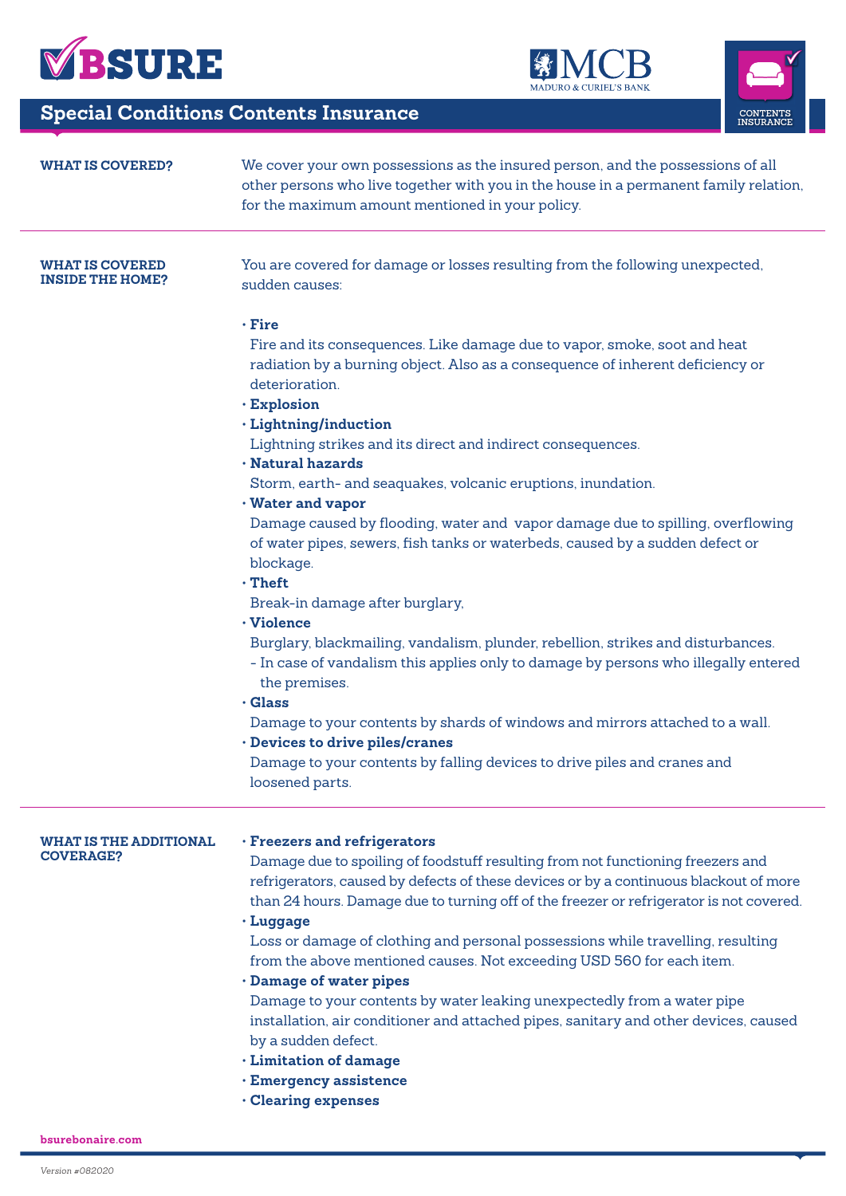# BSURE

MCB MADURO & CURIEL'S BANK

CONTENTS INSURANCE

## Special Conditions Contents Insurance

**WHAT IS COVERED?**

We cover your own possessions as the insured person, and the possessions of all other persons who live together with you in the house in a permanent family relation, for the maximum amount mentioned in your policy.

**WHAT IS COVERED INSIDE THE HOME?**

You are covered for damage or losses resulting from the following unexpected, sudden causes:

- **Fire**
  Fire and its consequences. Like damage due to vapor, smoke, soot and heat radiation by a burning object. Also as a consequence of inherent deficiency or deterioration.
- **Explosion**
- **Lightning/induction**
  Lightning strikes and its direct and indirect consequences.
- **Natural hazards**
  Storm, earth- and seaquakes, volcanic eruptions, inundation.
- **Water and vapor**
  Damage caused by flooding, water and vapor damage due to spilling, overflowing of water pipes, sewers, fish tanks or waterbeds, caused by a sudden defect or blockage.
- **Theft**
  Break-in damage after burglary,
- **Violence**
  Burglary, blackmailing, vandalism, plunder, rebellion, strikes and disturbances.
  - In case of vandalism this applies only to damage by persons who illegally entered the premises.
- **Glass**
  Damage to your contents by shards of windows and mirrors attached to a wall.
- **Devices to drive piles/cranes**
  Damage to your contents by falling devices to drive piles and cranes and loosened parts.

**WHAT IS THE ADDITIONAL COVERAGE?**

- **Freezers and refrigerators**
  Damage due to spoiling of foodstuff resulting from not functioning freezers and refrigerators, caused by defects of these devices or by a continuous blackout of more than 24 hours. Damage due to turning off of the freezer or refrigerator is not covered.
- **Luggage**
  Loss or damage of clothing and personal possessions while travelling, resulting from the above mentioned causes. Not exceeding USD 560 for each item.
- **Damage of water pipes**
  Damage to your contents by water leaking unexpectedly from a water pipe installation, air conditioner and attached pipes, sanitary and other devices, caused by a sudden defect.
- **Limitation of damage**
- **Emergency assistence**
- **Clearing expenses**

bsurebonaire.com

*Version #082020*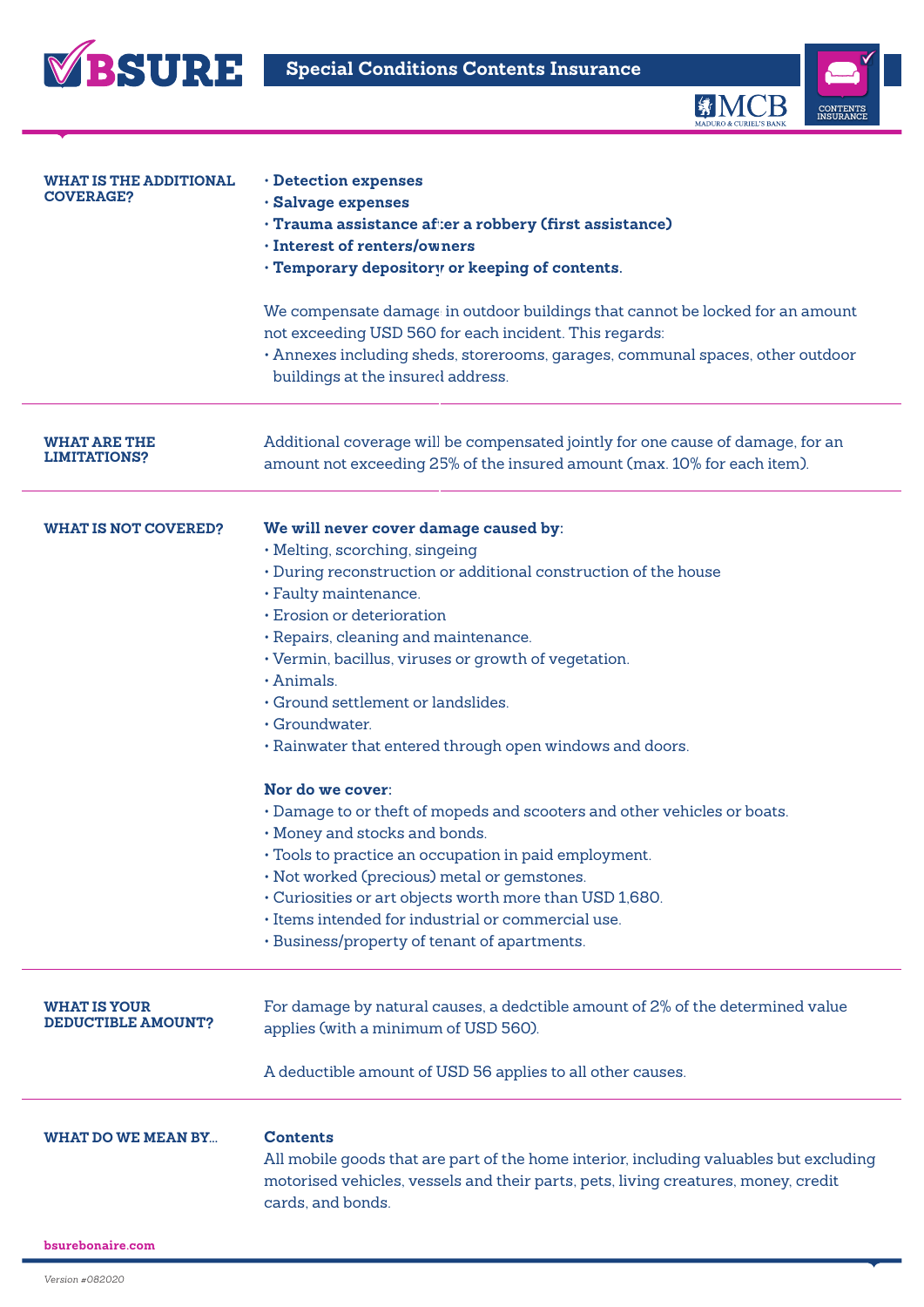## WHAT IS THE ADDITIONAL COVERAGE?

- **Detection expenses**
- **Salvage expenses**
- **Trauma assistance after a robbery (first assistance)**
- **Interest of renters/owners**
- **Temporary depository or keeping of contents.**

We compensate damage in outdoor buildings that cannot be locked for an amount not exceeding USD 560 for each incident. This regards:

- Annexes including sheds, storerooms, garages, communal spaces, other outdoor buildings at the insured address.

## WHAT ARE THE LIMITATIONS?

Additional coverage will be compensated jointly for one cause of damage, for an amount not exceeding 25% of the insured amount (max. 10% for each item).

## WHAT IS NOT COVERED?

**We will never cover damage caused by:**

- Melting, scorching, singeing
- During reconstruction or additional construction of the house
- Faulty maintenance.
- Erosion or deterioration
- Repairs, cleaning and maintenance.
- Vermin, bacillus, viruses or growth of vegetation.
- Animals.
- Ground settlement or landslides.
- Groundwater.
- Rainwater that entered through open windows and doors.

**Nor do we cover:**

- Damage to or theft of mopeds and scooters and other vehicles or boats.
- Money and stocks and bonds.
- Tools to practice an occupation in paid employment.
- Not worked (precious) metal or gemstones.
- Curiosities or art objects worth more than USD 1,680.
- Items intended for industrial or commercial use.
- Business/property of tenant of apartments.

## WHAT IS YOUR DEDUCTIBLE AMOUNT?

For damage by natural causes, a dedctible amount of 2% of the determined value applies (with a minimum of USD 560).

A deductible amount of USD 56 applies to all other causes.

## WHAT DO WE MEAN BY...

**Contents**

All mobile goods that are part of the home interior, including valuables but excluding motorised vehicles, vessels and their parts, pets, living creatures, money, credit cards, and bonds.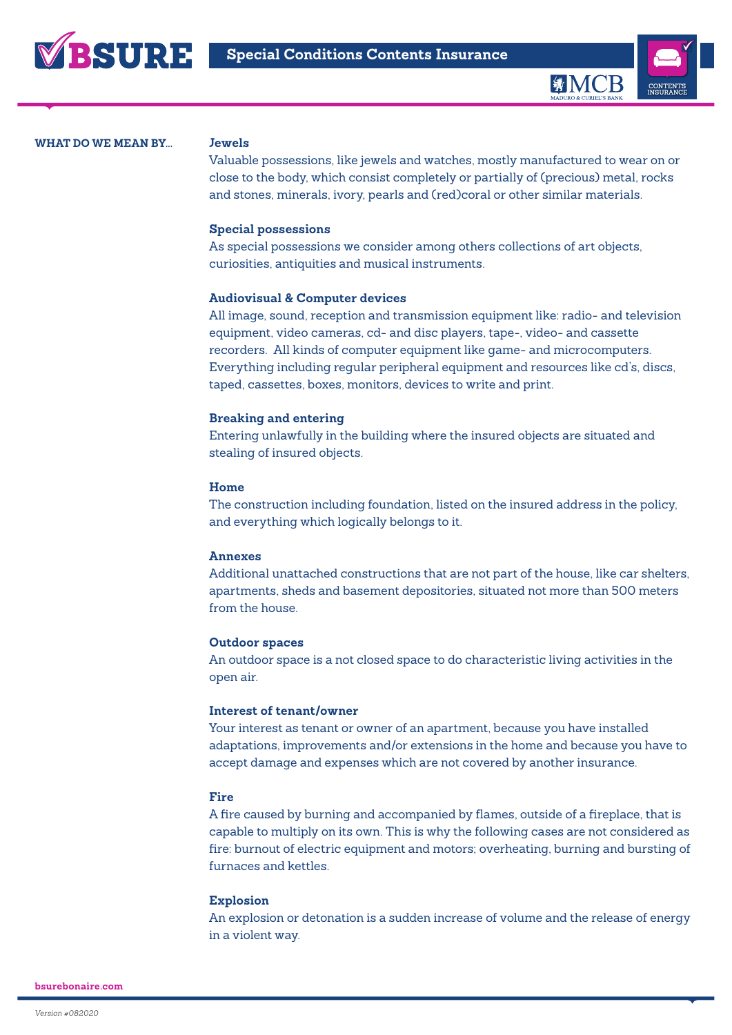**WHAT DO WE MEAN BY...**

### Jewels

Valuable possessions, like jewels and watches, mostly manufactured to wear on or close to the body, which consist completely or partially of (precious) metal, rocks and stones, minerals, ivory, pearls and (red)coral or other similar materials.

### Special possessions

As special possessions we consider among others collections of art objects, curiosities, antiquities and musical instruments.

### Audiovisual & Computer devices

All image, sound, reception and transmission equipment like: radio- and television equipment, video cameras, cd- and disc players, tape-, video- and cassette recorders. All kinds of computer equipment like game- and microcomputers. Everything including regular peripheral equipment and resources like cd's, discs, taped, cassettes, boxes, monitors, devices to write and print.

### Breaking and entering

Entering unlawfully in the building where the insured objects are situated and stealing of insured objects.

### Home

The construction including foundation, listed on the insured address in the policy, and everything which logically belongs to it.

### Annexes

Additional unattached constructions that are not part of the house, like car shelters, apartments, sheds and basement depositories, situated not more than 500 meters from the house.

### Outdoor spaces

An outdoor space is a not closed space to do characteristic living activities in the open air.

### Interest of tenant/owner

Your interest as tenant or owner of an apartment, because you have installed adaptations, improvements and/or extensions in the home and because you have to accept damage and expenses which are not covered by another insurance.

### Fire

A fire caused by burning and accompanied by flames, outside of a fireplace, that is capable to multiply on its own. This is why the following cases are not considered as fire: burnout of electric equipment and motors; overheating, burning and bursting of furnaces and kettles.

### Explosion

An explosion or detonation is a sudden increase of volume and the release of energy in a violent way.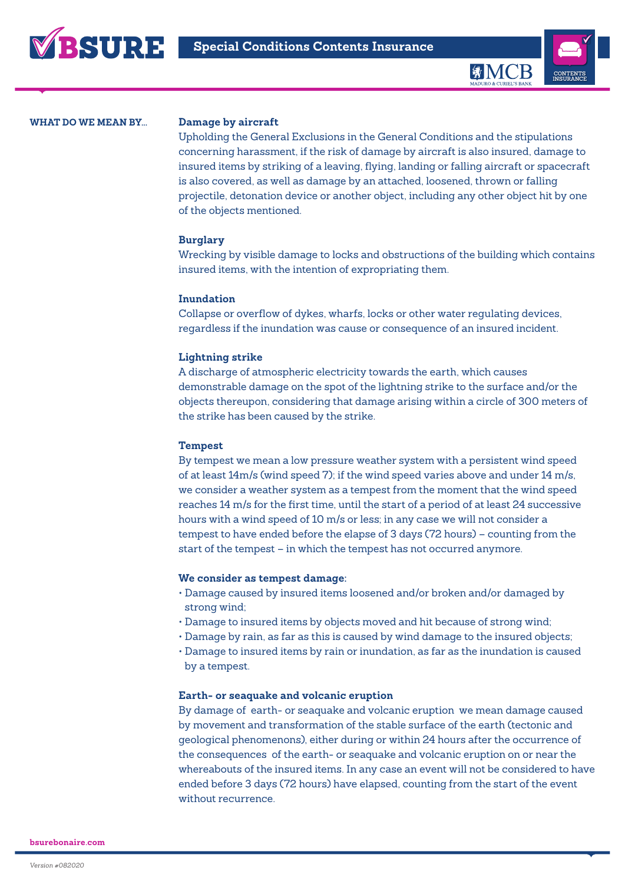**WHAT DO WE MEAN BY...**

**Damage by aircraft**

Upholding the General Exclusions in the General Conditions and the stipulations concerning harassment, if the risk of damage by aircraft is also insured, damage to insured items by striking of a leaving, flying, landing or falling aircraft or spacecraft is also covered, as well as damage by an attached, loosened, thrown or falling projectile, detonation device or another object, including any other object hit by one of the objects mentioned.

**Burglary**

Wrecking by visible damage to locks and obstructions of the building which contains insured items, with the intention of expropriating them.

**Inundation**

Collapse or overflow of dykes, wharfs, locks or other water regulating devices, regardless if the inundation was cause or consequence of an insured incident.

**Lightning strike**

A discharge of atmospheric electricity towards the earth, which causes demonstrable damage on the spot of the lightning strike to the surface and/or the objects thereupon, considering that damage arising within a circle of 300 meters of the strike has been caused by the strike.

**Tempest**

By tempest we mean a low pressure weather system with a persistent wind speed of at least 14m/s (wind speed 7); if the wind speed varies above and under 14 m/s, we consider a weather system as a tempest from the moment that the wind speed reaches 14 m/s for the first time, until the start of a period of at least 24 successive hours with a wind speed of 10 m/s or less; in any case we will not consider a tempest to have ended before the elapse of 3 days (72 hours) – counting from the start of the tempest – in which the tempest has not occurred anymore.

**We consider as tempest damage:**

- Damage caused by insured items loosened and/or broken and/or damaged by strong wind;
- Damage to insured items by objects moved and hit because of strong wind;
- Damage by rain, as far as this is caused by wind damage to the insured objects;
- Damage to insured items by rain or inundation, as far as the inundation is caused by a tempest.

**Earth- or seaquake and volcanic eruption**

By damage of earth- or seaquake and volcanic eruption we mean damage caused by movement and transformation of the stable surface of the earth (tectonic and geological phenomenons), either during or within 24 hours after the occurrence of the consequences of the earth- or seaquake and volcanic eruption on or near the whereabouts of the insured items. In any case an event will not be considered to have ended before 3 days (72 hours) have elapsed, counting from the start of the event without recurrence.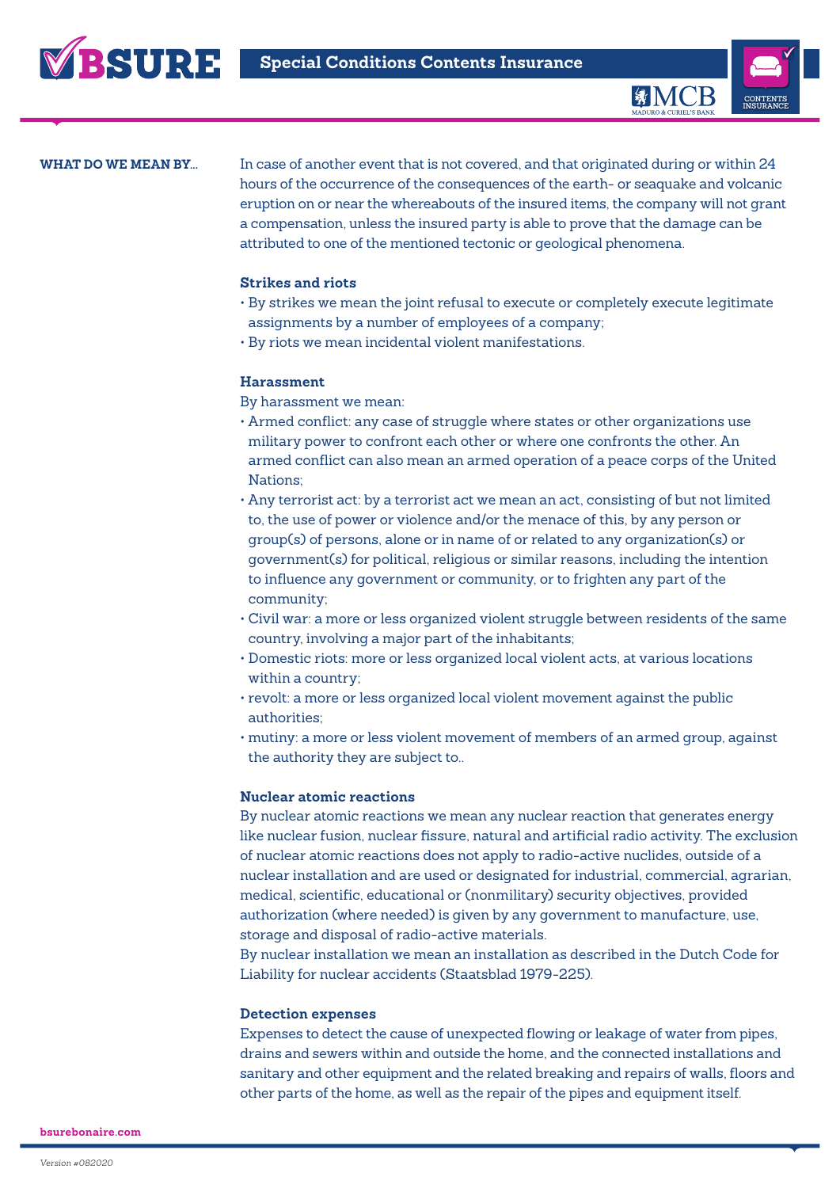**WHAT DO WE MEAN BY...**

In case of another event that is not covered, and that originated during or within 24 hours of the occurrence of the consequences of the earth- or seaquake and volcanic eruption on or near the whereabouts of the insured items, the company will not grant a compensation, unless the insured party is able to prove that the damage can be attributed to one of the mentioned tectonic or geological phenomena.

**Strikes and riots**

- By strikes we mean the joint refusal to execute or completely execute legitimate assignments by a number of employees of a company;
- By riots we mean incidental violent manifestations.

**Harassment**

By harassment we mean:

- Armed conflict: any case of struggle where states or other organizations use military power to confront each other or where one confronts the other. An armed conflict can also mean an armed operation of a peace corps of the United Nations;
- Any terrorist act: by a terrorist act we mean an act, consisting of but not limited to, the use of power or violence and/or the menace of this, by any person or group(s) of persons, alone or in name of or related to any organization(s) or government(s) for political, religious or similar reasons, including the intention to influence any government or community, or to frighten any part of the community;
- Civil war: a more or less organized violent struggle between residents of the same country, involving a major part of the inhabitants;
- Domestic riots: more or less organized local violent acts, at various locations within a country;
- revolt: a more or less organized local violent movement against the public authorities;
- mutiny: a more or less violent movement of members of an armed group, against the authority they are subject to..

**Nuclear atomic reactions**

By nuclear atomic reactions we mean any nuclear reaction that generates energy like nuclear fusion, nuclear fissure, natural and artificial radio activity. The exclusion of nuclear atomic reactions does not apply to radio-active nuclides, outside of a nuclear installation and are used or designated for industrial, commercial, agrarian, medical, scientific, educational or (nonmilitary) security objectives, provided authorization (where needed) is given by any government to manufacture, use, storage and disposal of radio-active materials.
By nuclear installation we mean an installation as described in the Dutch Code for Liability for nuclear accidents (Staatsblad 1979-225).

**Detection expenses**

Expenses to detect the cause of unexpected flowing or leakage of water from pipes, drains and sewers within and outside the home, and the connected installations and sanitary and other equipment and the related breaking and repairs of walls, floors and other parts of the home, as well as the repair of the pipes and equipment itself.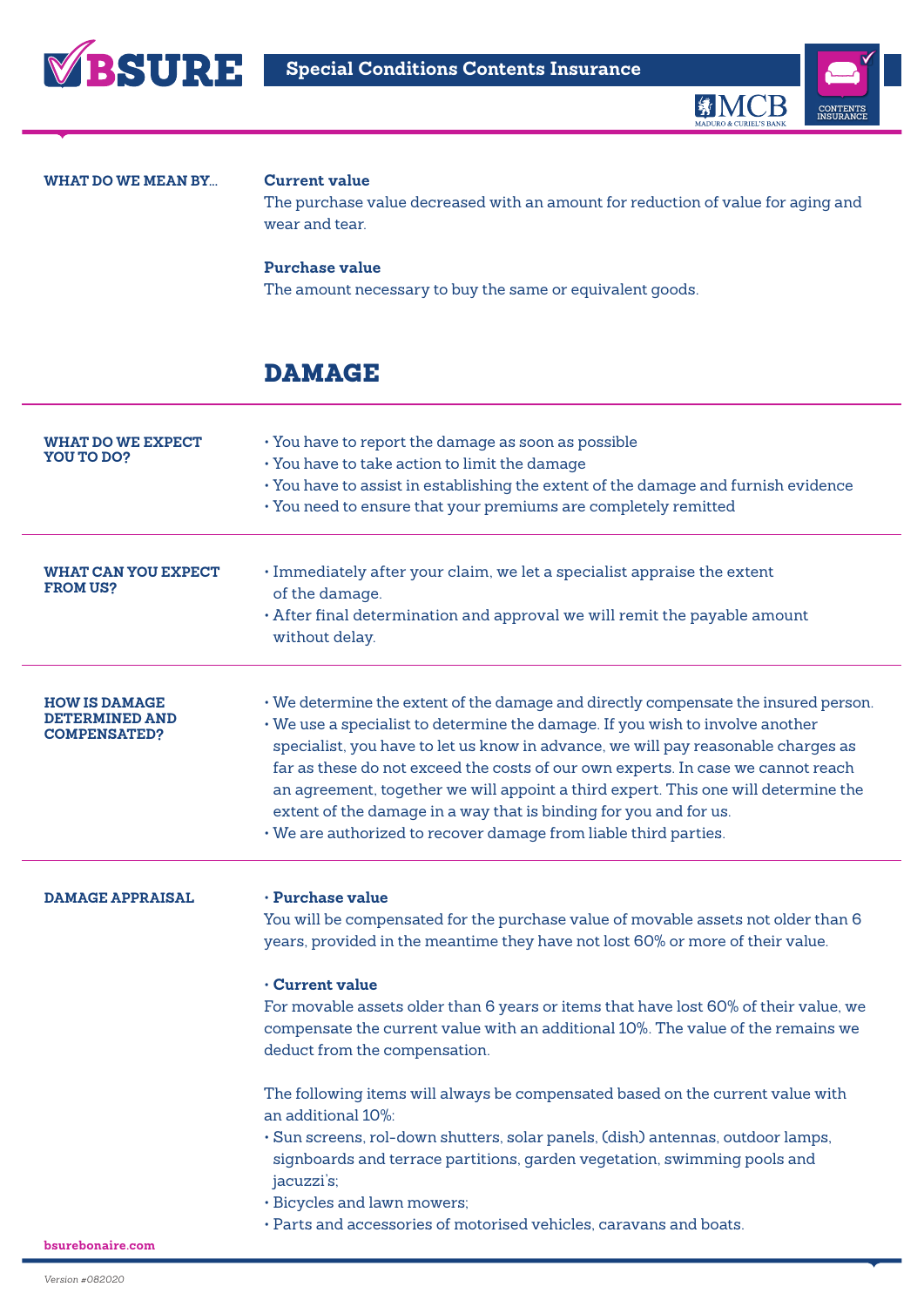**WHAT DO WE MEAN BY...**

**Current value**
The purchase value decreased with an amount for reduction of value for aging and wear and tear.

**Purchase value**
The amount necessary to buy the same or equivalent goods.

## DAMAGE

**WHAT DO WE EXPECT YOU TO DO?**

- You have to report the damage as soon as possible
- You have to take action to limit the damage
- You have to assist in establishing the extent of the damage and furnish evidence
- You need to ensure that your premiums are completely remitted

**WHAT CAN YOU EXPECT FROM US?**

- Immediately after your claim, we let a specialist appraise the extent of the damage.
- After final determination and approval we will remit the payable amount without delay.

**HOW IS DAMAGE DETERMINED AND COMPENSATED?**

- We determine the extent of the damage and directly compensate the insured person.
- We use a specialist to determine the damage. If you wish to involve another specialist, you have to let us know in advance, we will pay reasonable charges as far as these do not exceed the costs of our own experts. In case we cannot reach an agreement, together we will appoint a third expert. This one will determine the extent of the damage in a way that is binding for you and for us.
- We are authorized to recover damage from liable third parties.

**DAMAGE APPRAISAL**

- **Purchase value**

You will be compensated for the purchase value of movable assets not older than 6 years, provided in the meantime they have not lost 60% or more of their value.

- **Current value**

For movable assets older than 6 years or items that have lost 60% of their value, we compensate the current value with an additional 10%. The value of the remains we deduct from the compensation.

The following items will always be compensated based on the current value with an additional 10%:

- Sun screens, rol-down shutters, solar panels, (dish) antennas, outdoor lamps, signboards and terrace partitions, garden vegetation, swimming pools and jacuzzi's;
- Bicycles and lawn mowers;
- Parts and accessories of motorised vehicles, caravans and boats.